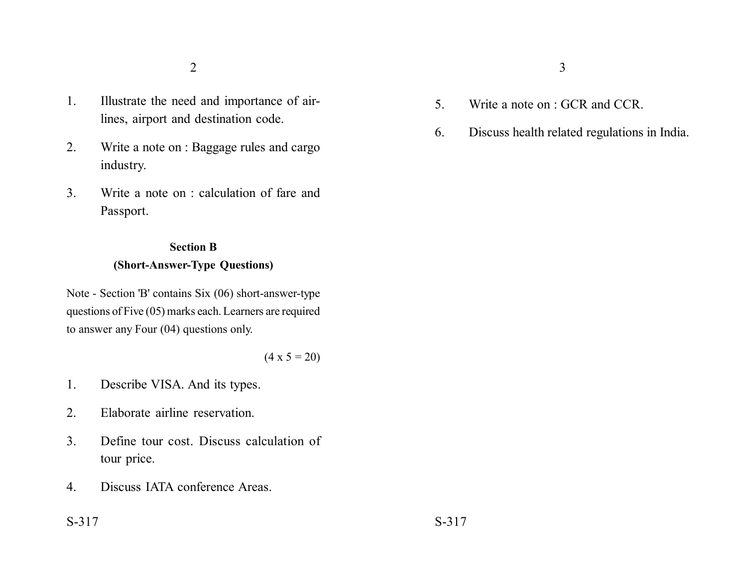1. Illustrate the need and importance of air-lines, airport and destination code.

2. Write a note on : Baggage rules and cargo industry.

3. Write a note on : calculation of fare and Passport.

## Section B
### (Short-Answer-Type Questions)

Note - Section 'B' contains Six (06) short-answer-type questions of Five (05) marks each. Learners are required to answer any Four (04) questions only.

(4 x 5 = 20)

1. Describe VISA. And its types.

2. Elaborate airline reservation.

3. Define tour cost. Discuss calculation of tour price.

4. Discuss IATA conference Areas.

5. Write a note on : GCR and CCR.

6. Discuss health related regulations in India.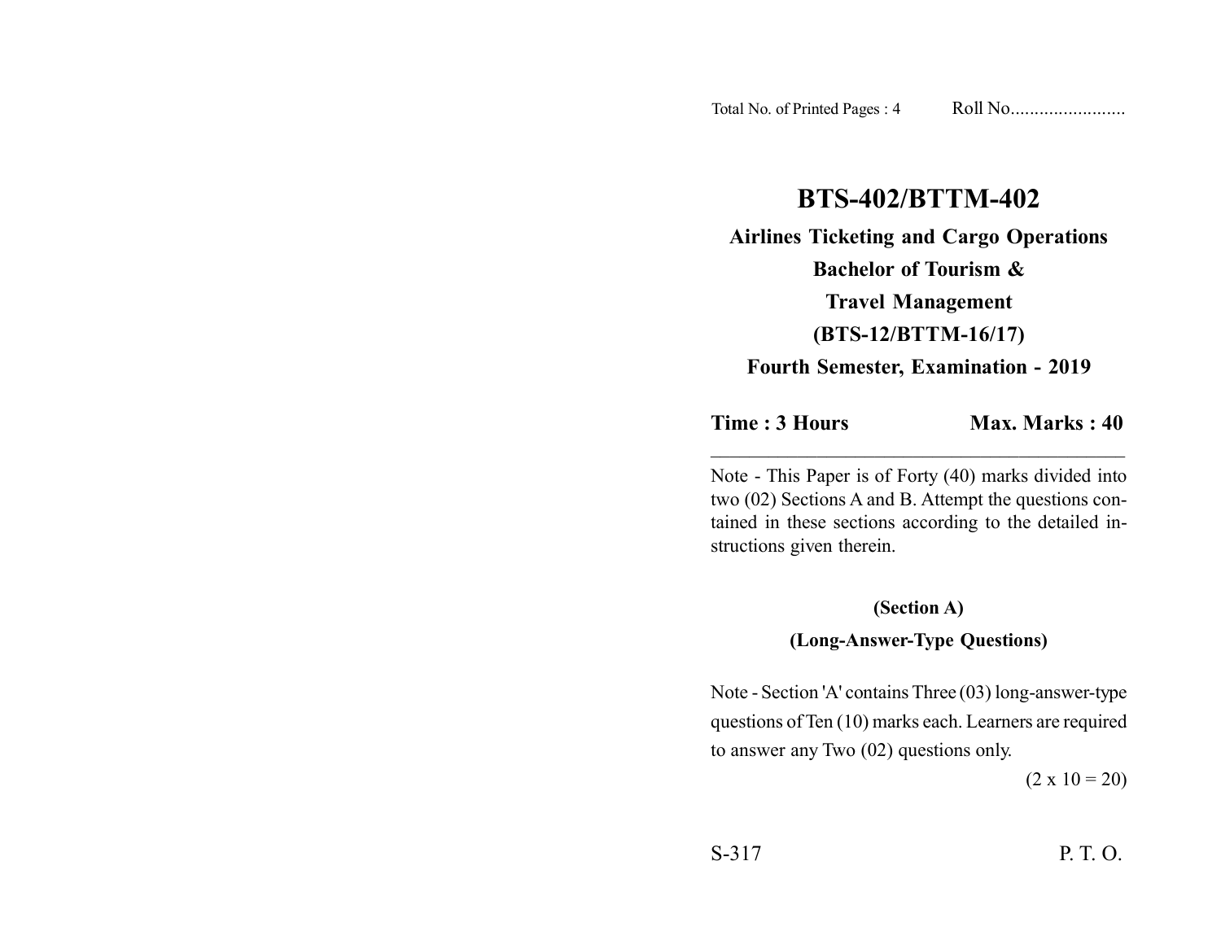Total No. of Printed Pages : 4 Roll No........................

# BTS-402/BTTM-402

## Airlines Ticketing and Cargo Operations

## Bachelor of Tourism & Travel Management

## (BTS-12/BTTM-16/17)

## Fourth Semester, Examination - 2019

**Time : 3 Hours** **Max. Marks : 40**

---

Note - This Paper is of Forty (40) marks divided into two (02) Sections A and B. Attempt the questions contained in these sections according to the detailed instructions given therein.

### (Section A)

### (Long-Answer-Type Questions)

Note - Section 'A' contains Three (03) long-answer-type questions of Ten (10) marks each. Learners are required to answer any Two (02) questions only.

(2 x 10 = 20)

S-317 P. T. O.